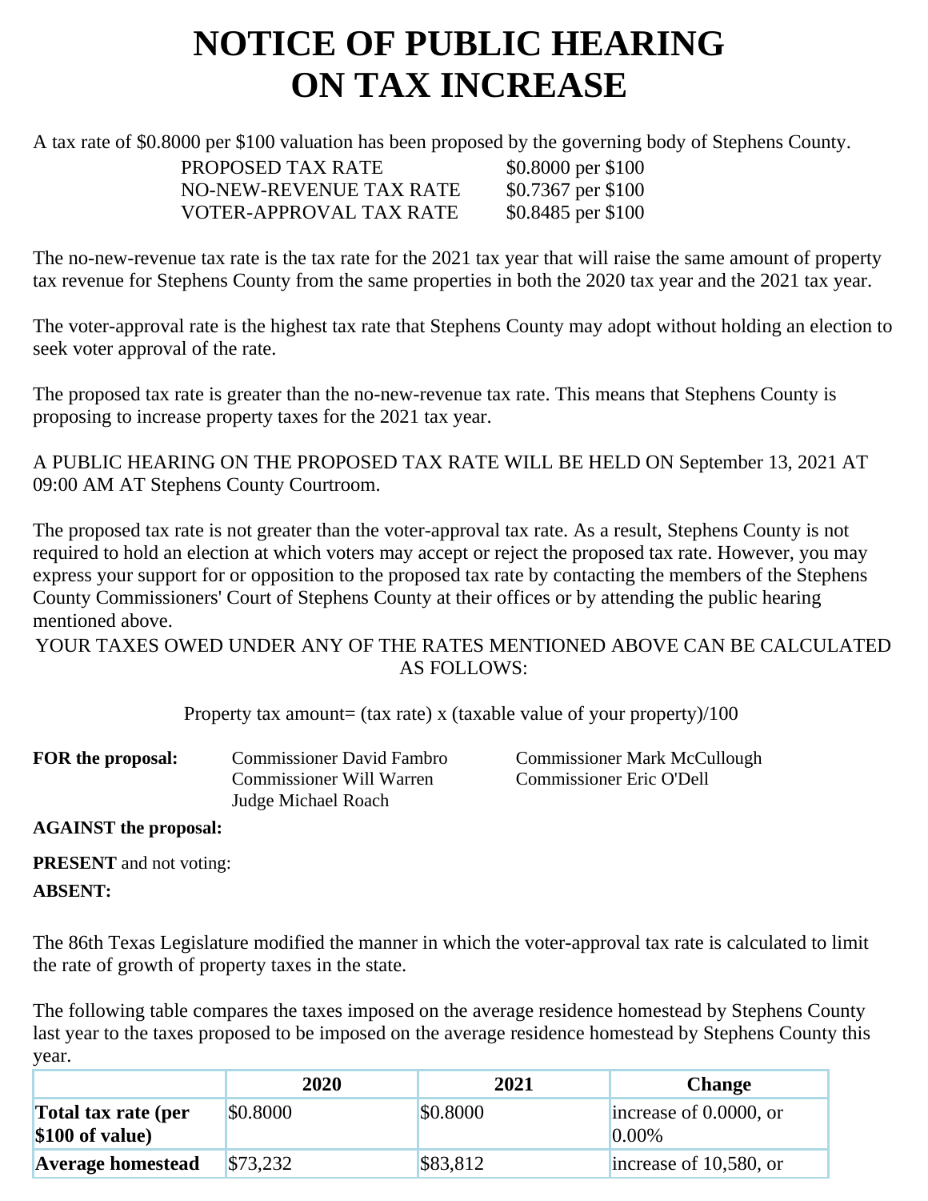# NOTICE OF PUBLIC HEARING ON TAX INCREASE

A tax rate of $0.8000 per $100 valuation has been proposed by the governing body of Stephens County.

| | |
|---|---|
| PROPOSED TAX RATE | $0.8000 per $100 |
| NO-NEW-REVENUE TAX RATE | $0.7367 per $100 |
| VOTER-APPROVAL TAX RATE | $0.8485 per $100 |

The no-new-revenue tax rate is the tax rate for the 2021 tax year that will raise the same amount of property tax revenue for Stephens County from the same properties in both the 2020 tax year and the 2021 tax year.

The voter-approval rate is the highest tax rate that Stephens County may adopt without holding an election to seek voter approval of the rate.

The proposed tax rate is greater than the no-new-revenue tax rate. This means that Stephens County is proposing to increase property taxes for the 2021 tax year.

A PUBLIC HEARING ON THE PROPOSED TAX RATE WILL BE HELD ON September 13, 2021 AT 09:00 AM AT Stephens County Courtroom.

The proposed tax rate is not greater than the voter-approval tax rate. As a result, Stephens County is not required to hold an election at which voters may accept or reject the proposed tax rate. However, you may express your support for or opposition to the proposed tax rate by contacting the members of the Stephens County Commissioners' Court of Stephens County at their offices or by attending the public hearing mentioned above.

YOUR TAXES OWED UNDER ANY OF THE RATES MENTIONED ABOVE CAN BE CALCULATED AS FOLLOWS:

Property tax amount= (tax rate) x (taxable value of your property)/100

**FOR the proposal:**
Commissioner David Fambro
Commissioner Mark McCullough
Commissioner Will Warren
Commissioner Eric O'Dell
Judge Michael Roach

**AGAINST the proposal:**

**PRESENT** and not voting:

**ABSENT:**

The 86th Texas Legislature modified the manner in which the voter-approval tax rate is calculated to limit the rate of growth of property taxes in the state.

The following table compares the taxes imposed on the average residence homestead by Stephens County last year to the taxes proposed to be imposed on the average residence homestead by Stephens County this year.

| | 2020 | 2021 | Change |
|---|---|---|---|
| **Total tax rate (per $100 of value)** | $0.8000 | $0.8000 | increase of 0.0000, or 0.00% |
| **Average homestead** | $73,232 | $83,812 | increase of 10,580, or |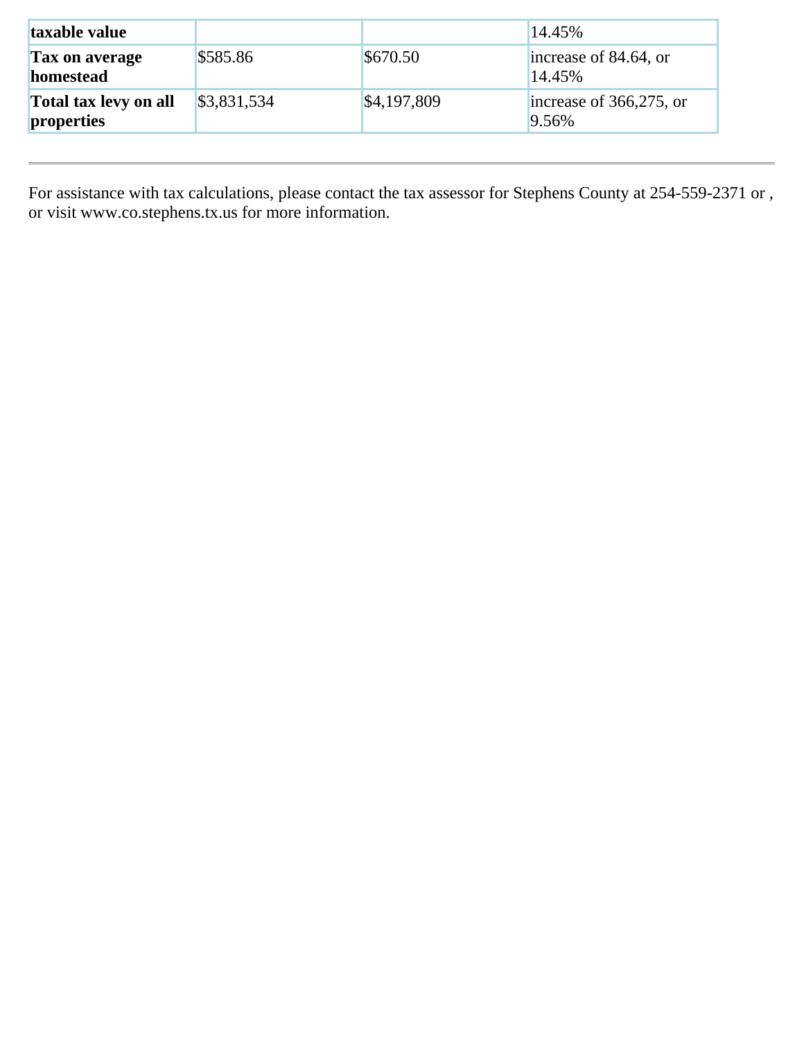| | | | |
|---|---|---|---|
| **taxable value** | | | 14.45% |
| **Tax on average homestead** | $585.86 | $670.50 | increase of 84.64, or 14.45% |
| **Total tax levy on all properties** | $3,831,534 | $4,197,809 | increase of 366,275, or 9.56% |

---

For assistance with tax calculations, please contact the tax assessor for Stephens County at 254-559-2371 or , or visit www.co.stephens.tx.us for more information.